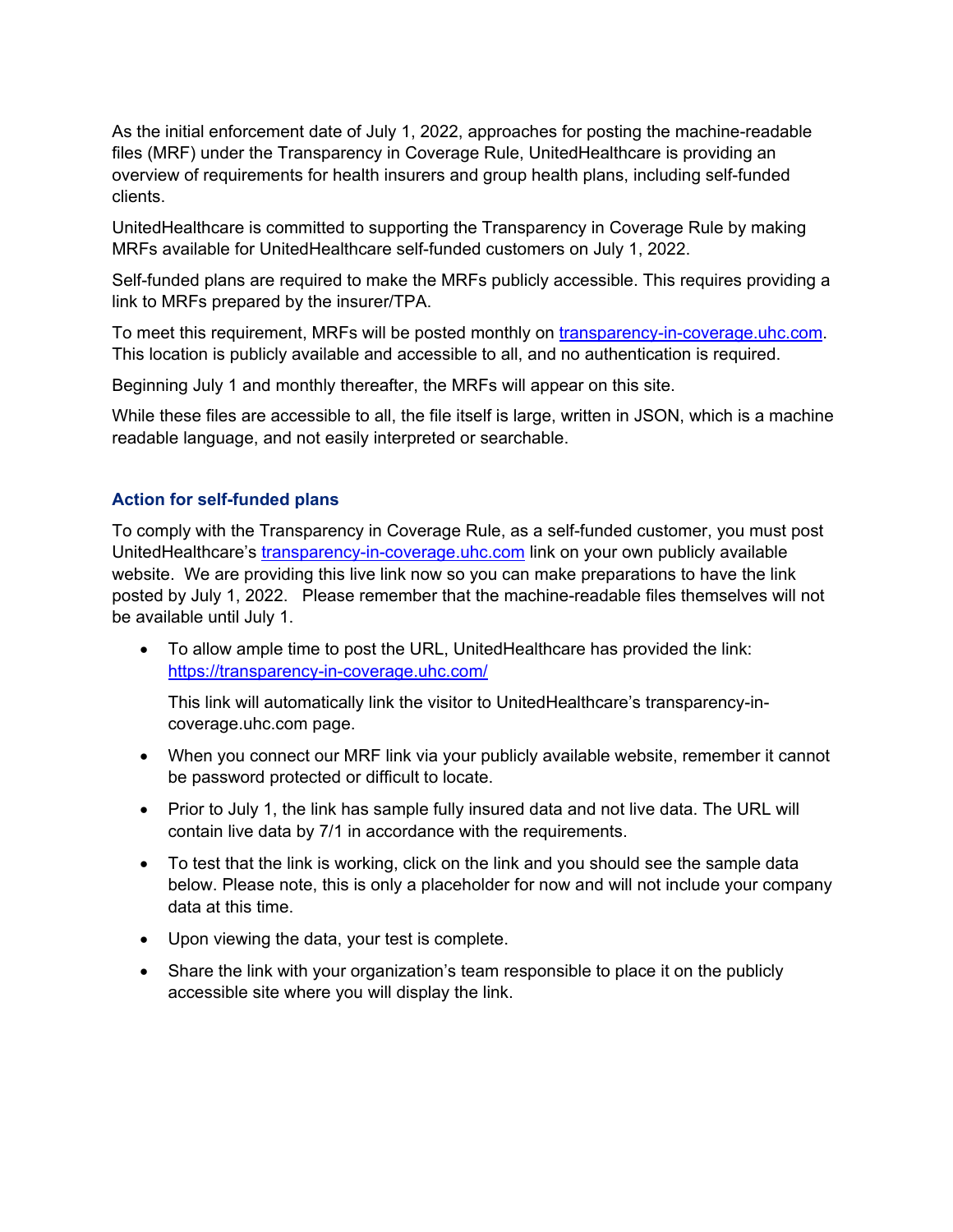As the initial enforcement date of July 1, 2022, approaches for posting the machine-readable files (MRF) under the Transparency in Coverage Rule, UnitedHealthcare is providing an overview of requirements for health insurers and group health plans, including self-funded clients.

UnitedHealthcare is committed to supporting the Transparency in Coverage Rule by making MRFs available for UnitedHealthcare self-funded customers on July 1, 2022.

Self-funded plans are required to make the MRFs publicly accessible. This requires providing a link to MRFs prepared by the insurer/TPA.

To meet this requirement, MRFs will be posted monthly on [transparency-in-coverage.uhc.com](https://transparency-in-coverage.uhc.com). This location is publicly available and accessible to all, and no authentication is required.

Beginning July 1 and monthly thereafter, the MRFs will appear on this site.

While these files are accessible to all, the file itself is large, written in JSON, which is a machine readable language, and not easily interpreted or searchable.

### Action for self-funded plans

To comply with the Transparency in Coverage Rule, as a self-funded customer, you must post UnitedHealthcare's [transparency-in-coverage.uhc.com](https://transparency-in-coverage.uhc.com) link on your own publicly available website. We are providing this live link now so you can make preparations to have the link posted by July 1, 2022. Please remember that the machine-readable files themselves will not be available until July 1.

- To allow ample time to post the URL, UnitedHealthcare has provided the link: [https://transparency-in-coverage.uhc.com/](https://transparency-in-coverage.uhc.com/)

  This link will automatically link the visitor to UnitedHealthcare's transparency-in-coverage.uhc.com page.

- When you connect our MRF link via your publicly available website, remember it cannot be password protected or difficult to locate.
- Prior to July 1, the link has sample fully insured data and not live data. The URL will contain live data by 7/1 in accordance with the requirements.
- To test that the link is working, click on the link and you should see the sample data below. Please note, this is only a placeholder for now and will not include your company data at this time.
- Upon viewing the data, your test is complete.
- Share the link with your organization's team responsible to place it on the publicly accessible site where you will display the link.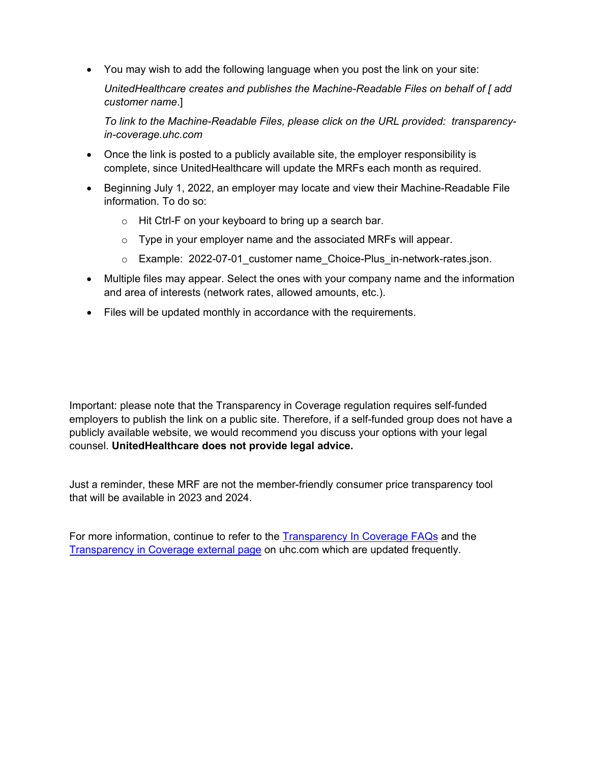- You may wish to add the following language when you post the link on your site:

  *UnitedHealthcare creates and publishes the Machine-Readable Files on behalf of [ add customer name*.]

  *To link to the Machine-Readable Files, please click on the URL provided: transparency-in-coverage.uhc.com*

- Once the link is posted to a publicly available site, the employer responsibility is complete, since UnitedHealthcare will update the MRFs each month as required.
- Beginning July 1, 2022, an employer may locate and view their Machine-Readable File information. To do so:
  - Hit Ctrl-F on your keyboard to bring up a search bar.
  - Type in your employer name and the associated MRFs will appear.
  - Example: 2022-07-01_customer name_Choice-Plus_in-network-rates.json.
- Multiple files may appear. Select the ones with your company name and the information and area of interests (network rates, allowed amounts, etc.).
- Files will be updated monthly in accordance with the requirements.

Important: please note that the Transparency in Coverage regulation requires self-funded employers to publish the link on a public site. Therefore, if a self-funded group does not have a publicly available website, we would recommend you discuss your options with your legal counsel. **UnitedHealthcare does not provide legal advice.**

Just a reminder, these MRF are not the member-friendly consumer price transparency tool that will be available in 2023 and 2024.

For more information, continue to refer to the Transparency In Coverage FAQs and the Transparency in Coverage external page on uhc.com which are updated frequently.